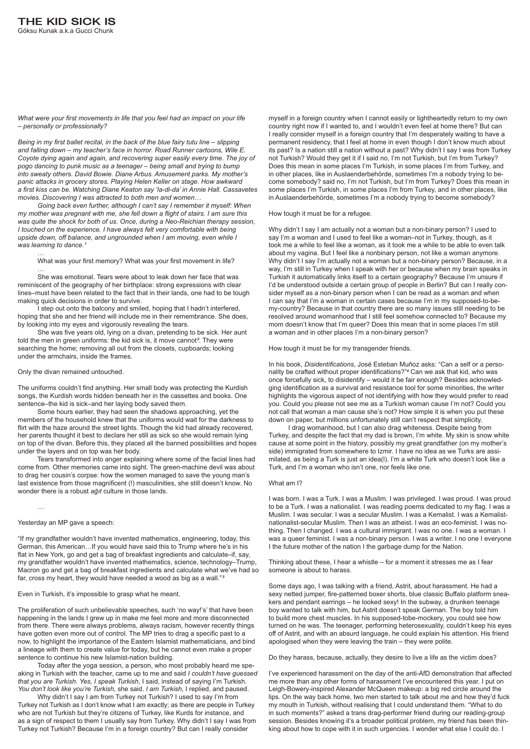# THE KID SICK IS

Göksu Kunak a.k.a Gucci Chunk

*What were your first movements in life that you feel had an impact on your life – personally or professionally?*

*Being in my first ballet recital, in the back of the blue fairy tutu line – slipping and falling down – my teacher's face in horror. Road Runner cartoons, Wile E. Coyote dying again and again, and recovering super easily every time. The joy of pogo dancing to punk music as a teenager – being small and trying to bump into sweaty others. David Bowie. Diane Arbus. Amusement parks. My mother's panic attacks in grocery stores. Playing Helen Keller on stage. How awkward a first kiss can be. Watching Diane Keaton say 'la-di-da' in Annie Hall. Cassavetes movies. Discovering I was attracted to both men and women…*

*Going back even further, although I can't say I remember it myself: When my mother was pregnant with me, she fell down a flight of stairs. I am sure this was quite the shock for both of us. Once, during a Neo-Reichian therapy session, I touched on the experience. I have always felt very comfortable with being upside down, off balance, and ungrounded when I am moving, even while I was learning to dance.*[1]

…

What was your first memory? What was your first movement in life?

…

She was emotional. Tears were about to leak down her face that was reminiscent of the geography of her birthplace: strong expressions with clear lines–must have been related to the fact that in their lands, one had to be tough making quick decisions in order to survive.

I step out onto the balcony and smiled, hoping that I hadn't interfered, hoping that she and her friend will include me in their remembrance. She does, by looking into my eyes and vigorously revealing the tears.

She was five years old, lying on a divan, pretending to be sick. Her aunt told the men in green uniforms: the kid sick is, it move cannot[2]. They were searching the home; removing all out from the closets, cupboards; looking under the armchairs, inside the frames.

Only the divan remained untouched.

The uniforms couldn't find anything. Her small body was protecting the Kurdish songs, the Kurdish words hidden beneath her in the cassettes and books. One sentence–the kid is sick–and her laying body saved them.

Some hours earlier, they had seen the shadows approaching, yet the members of the household knew that the uniforms would wait for the darkness to flirt with the haze around the street lights. Though the kid had already recovered, her parents thought it best to declare her still as sick so she would remain lying on top of the divan. Before this, they placed all the banned possibilities and hopes under the layers and on top was her body.

Tears transformed into anger explaining where some of the facial lines had come from. Other memories came into sight. The green-machine devil was about to drag her cousin's corpse: how the women managed to save the young man's last existence from those magnificent (!) masculinities, she still doesn't know. No wonder there is a robust *ağıt* culture in those lands.

…

Yesterday an MP gave a speech:

"If my grandfather wouldn't have invented mathematics, engineering, today, this German, this American…If you would have said this to Trump where he's in his flat in New York, go and get a bag of breakfast ingredients and calculate–if, say, my grandfather wouldn't have invented mathematics, science, technology–Trump, Macron go and get a bag of breakfast ingredients and calculate what we've had so far, cross my heart, they would have needed a wood as big as a wall."[3]

Even in Turkish, it's impossible to grasp what he meant.

The proliferation of such unbelievable speeches, such 'no way!'s' that have been happening in the lands I grew up in make me feel more and more disconnected from there. There were always problems, always racism, however recently things have gotten even more out of control. The MP tries to drag a specific past to a now, to highlight the importance of the Eastern Islamist mathematicians, and bind a lineage with them to create value for today, but he cannot even make a proper sentence to continue his new Islamist-nation building.

Today after the yoga session, a person, who most probably heard me speaking in Turkish with the teacher, came up to me and said *I couldn't have guessed that you are Turkish. Yes, I speak Turkish*, I said, instead of saying I'm Turkish. *You don't look like you're Turkish*, she said. *I am Turkish*, I replied, and paused.

Why didn't I say I am from Turkey not Turkish? I used to say I'm from Turkey not Turkish as I don't know what I am exactly; as there are people in Turkey who are not Turkish but they're citizens of Turkey, like Kurds for instance, and as a sign of respect to them I usually say from Turkey. Why didn't I say I was from Turkey not Turkish? Because I'm in a foreign country? But can I really consider myself in a foreign country when I cannot easily or lightheartedly return to my own country right now if I wanted to, and I wouldn't even feel at home there? But can I really consider myself in a foreign country that I'm desperately waiting to have a permanent residency, that I feel at home in even though I don't know much about its past? Is a nation still a nation without a past? Why didn't I say I was from Turkey not Turkish? Would they get it if I said no, I'm not Turkish, but I'm from Turkey? Does this mean in some places I'm Turkish, in some places I'm from Turkey, and in other places, like in Auslaenderbehörde, sometimes I'm a nobody trying to become somebody? said no, I'm not Turkish, but I'm from Turkey? Does this mean in some places I'm Turkish, in some places I'm from Turkey, and in other places, like in Auslaenderbehörde, sometimes I'm a nobody trying to become somebody?

How tough it must be for a refugee.

Why didn't I say I am actually not a woman but a non-binary person? I used to say I'm a woman and I used to feel like a woman–not in Turkey, though, as it took me a while to feel like a woman, as it took me a while to be able to even talk about my vagina. But I feel like a nonbinary person, not like a woman anymore. Why didn't I say I'm actually not a woman but a non-binary person? Because, in a way, I'm still in Turkey when I speak with her or because when my brain speaks in Turkish it automatically links itself to a certain geography? Because I'm unsure if I'd be understood outside a certain group of people in Berlin? But can I really consider myself as a non-binary person when I can be read as a woman and when I can say that I'm a woman in certain cases because I'm in my supposed-to-be-my-country? Because in that country there are so many issues still needing to be resolved around womanhood that I still feel somehow connected to? Because my mom doesn't know that I'm queer? Does this mean that in some places I'm still a woman and in other places I'm a non-binary person?

How tough it must be for my transgender friends.

In his book, *Disidentifications*, José Esteban Muñoz asks: "Can a self or a personality be crafted without proper identifications?"[4] Can we ask that kid, who was once forcefully sick, to disidentify – would it be fair enough? Besides acknowledging identification as a survival and resistance tool for some minorities, the writer highlights the vigorous aspect of not identifying with how they would prefer to read you. Could you please not see me as a Turkish woman cause I'm not? Could you not call that woman a man cause she's not? How simple it is when you put these down on paper, but millions unfortunately still can't respect that simplicity.

I drag womanhood, but I can also drag whiteness. Despite being from Turkey, and despite the fact that my dad is brown, I'm white. My skin is snow white cause at some point in the history, possibly my great grandfather (on my mother's side) immigrated from somewhere to Izmir. I have no idea as we Turks are assimilated, as being a Turk is just an idea(l). I'm a white Turk who doesn't look like a Turk, and I'm a woman who isn't one, nor feels like one.

What am I?

I was born. I was a Turk. I was a Muslim. I was privileged. I was proud. I was proud to be a Turk. I was a nationalist. I was reading poems dedicated to my flag. I was a Muslim. I was secular. I was a secular Muslim. I was a Kemalist. I was a Kemalist-nationalist-secular Muslim. Then I was an atheist. I was an eco-feminist. I was nothing. Then I changed. I was a cultural immigrant. I was no one. I was a woman. I was a queer feminist. I was a non-binary person. I was a writer. I no one I everyone I the future mother of the nation I the garbage dump for the Nation.

Thinking about these, I hear a whistle – for a moment it stresses me as I fear someone is about to harass.

Some days ago, I was talking with a friend, Astrit, about harassment. He had a sexy netted jumper, fire-patterned boxer shorts, blue classic Buffalo platform sneakers and pendant earrings – he looked sexy! In the subway, a drunken teenage boy wanted to talk with him, but Astrit doesn't speak German. The boy told him to build more chest muscles. In his supposed-tobe-mockery, you could see how turned on he was. The teenager, performing heterosexuality, couldn't keep his eyes off of Astrit, and with an absurd language, he could explain his attention. His friend apologised when they were leaving the train – they were polite.

Do they harass, because, actually, they desire to live a life as the victim does?

I've experienced harassment on the day of the anti-AfD demonstration that affected me more than any other forms of harassment I've encountered this year. I put on Leigh-Bowery-inspired Alexander McQueen makeup: a big red circle around the lips. On the way back home, two men started to talk about me and how they'd fuck my mouth in Turkish, without realising that I could understand them. "What to do in such moments?" asked a trans drag-performer friend during our reading-group session. Besides knowing it's a broader political problem, my friend has been thinking about how to cope with it in such urgencies. I wonder what else I could do. I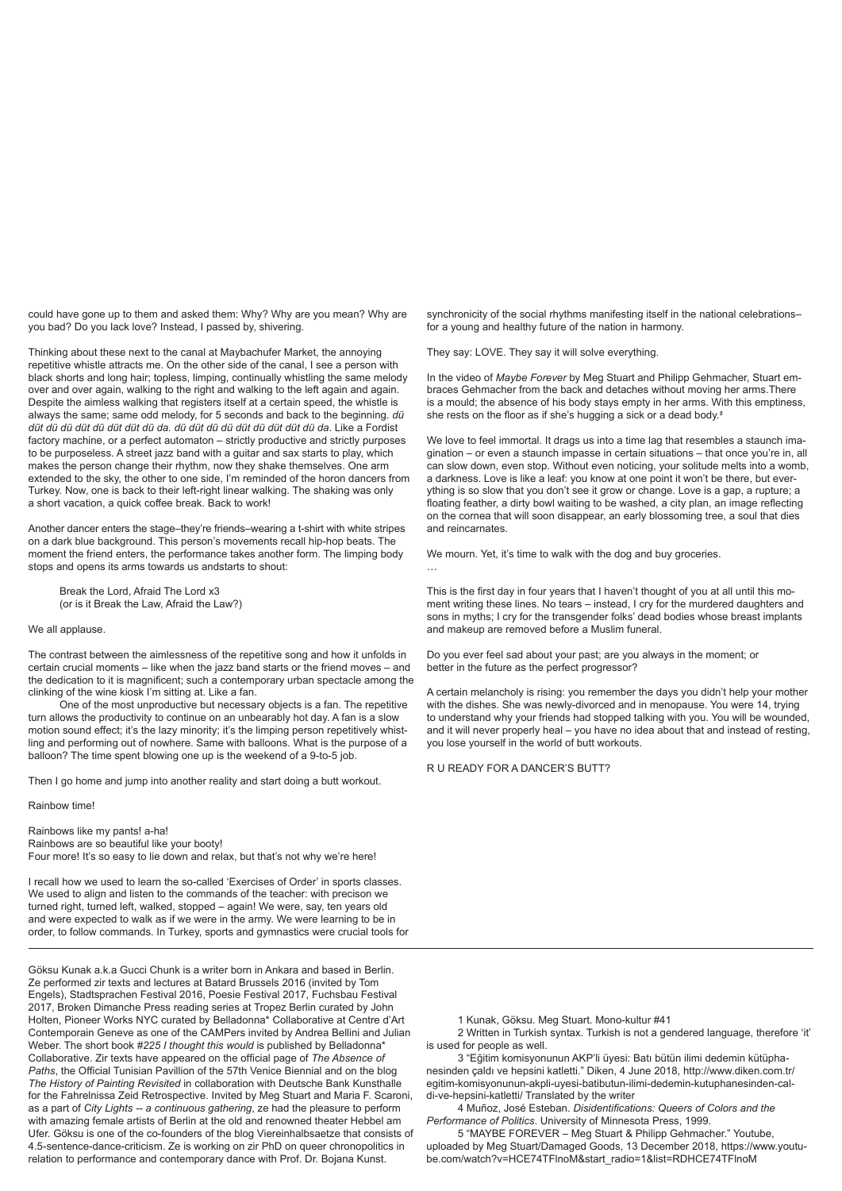could have gone up to them and asked them: Why? Why are you mean? Why are you bad? Do you lack love? Instead, I passed by, shivering.

Thinking about these next to the canal at Maybachufer Market, the annoying repetitive whistle attracts me. On the other side of the canal, I see a person with black shorts and long hair; topless, limping, continually whistling the same melody over and over again, walking to the right and walking to the left again and again. Despite the aimless walking that registers itself at a certain speed, the whistle is always the same; same odd melody, for 5 seconds and back to the beginning. *dü düt dü dü düt dü düt düt dü da. dü düt dü dü düt dü düt düt dü da*. Like a Fordist factory machine, or a perfect automaton – strictly productive and strictly purposes to be purposeless. A street jazz band with a guitar and sax starts to play, which makes the person change their rhythm, now they shake themselves. One arm extended to the sky, the other to one side, I'm reminded of the horon dancers from Turkey. Now, one is back to their left-right linear walking. The shaking was only a short vacation, a quick coffee break. Back to work!

Another dancer enters the stage–they're friends–wearing a t-shirt with white stripes on a dark blue background. This person's movements recall hip-hop beats. The moment the friend enters, the performance takes another form. The limping body stops and opens its arms towards us andstarts to shout:

> Break the Lord, Afraid The Lord x3
> (or is it Break the Law, Afraid the Law?)

We all applause.

The contrast between the aimlessness of the repetitive song and how it unfolds in certain crucial moments – like when the jazz band starts or the friend moves – and the dedication to it is magnificent; such a contemporary urban spectacle among the clinking of the wine kiosk I'm sitting at. Like a fan.

One of the most unproductive but necessary objects is a fan. The repetitive turn allows the productivity to continue on an unbearably hot day. A fan is a slow motion sound effect; it's the lazy minority; it's the limping person repetitively whistling and performing out of nowhere. Same with balloons. What is the purpose of a balloon? The time spent blowing one up is the weekend of a 9-to-5 job.

Then I go home and jump into another reality and start doing a butt workout.

Rainbow time!

Rainbows like my pants! a-ha!
Rainbows are so beautiful like your booty!
Four more! It's so easy to lie down and relax, but that's not why we're here!

I recall how we used to learn the so-called 'Exercises of Order' in sports classes. We used to align and listen to the commands of the teacher: with precison we turned right, turned left, walked, stopped – again! We were, say, ten years old and were expected to walk as if we were in the army. We were learning to be in order, to follow commands. In Turkey, sports and gymnastics were crucial tools for synchronicity of the social rhythms manifesting itself in the national celebrations– for a young and healthy future of the nation in harmony.

They say: LOVE. They say it will solve everything.

In the video of *Maybe Forever* by Meg Stuart and Philipp Gehmacher, Stuart embraces Gehmacher from the back and detaches without moving her arms.There is a mould; the absence of his body stays empty in her arms. With this emptiness, she rests on the floor as if she's hugging a sick or a dead body.[5]

We love to feel immortal. It drags us into a time lag that resembles a staunch imagination – or even a staunch impasse in certain situations – that once you're in, all can slow down, even stop. Without even noticing, your solitude melts into a womb, a darkness. Love is like a leaf: you know at one point it won't be there, but everything is so slow that you don't see it grow or change. Love is a gap, a rupture; a floating feather, a dirty bowl waiting to be washed, a city plan, an image reflecting on the cornea that will soon disappear, an early blossoming tree, a soul that dies and reincarnates.

We mourn. Yet, it's time to walk with the dog and buy groceries.
…

This is the first day in four years that I haven't thought of you at all until this moment writing these lines. No tears – instead, I cry for the murdered daughters and sons in myths; I cry for the transgender folks' dead bodies whose breast implants and makeup are removed before a Muslim funeral.

Do you ever feel sad about your past; are you always in the moment; or better in the future as the perfect progressor?

A certain melancholy is rising: you remember the days you didn't help your mother with the dishes. She was newly-divorced and in menopause. You were 14, trying to understand why your friends had stopped talking with you. You will be wounded, and it will never properly heal – you have no idea about that and instead of resting, you lose yourself in the world of butt workouts.

R U READY FOR A DANCER'S BUTT?

---

Göksu Kunak a.k.a Gucci Chunk is a writer born in Ankara and based in Berlin. Ze performed zir texts and lectures at Batard Brussels 2016 (invited by Tom Engels), Stadtsprachen Festival 2016, Poesie Festival 2017, Fuchsbau Festival 2017, Broken Dimanche Press reading series at Tropez Berlin curated by John Holten, Pioneer Works NYC curated by Belladonna* Collaborative at Centre d'Art Contemporain Geneve as one of the CAMPers invited by Andrea Bellini and Julian Weber. The short book *#225 I thought this would* is published by Belladonna* Collaborative. Zir texts have appeared on the official page of *The Absence of Paths*, the Official Tunisian Pavillion of the 57th Venice Biennial and on the blog *The History of Painting Revisited* in collaboration with Deutsche Bank Kunsthalle for the Fahrelnissa Zeid Retrospective. Invited by Meg Stuart and Maria F. Scaroni, as a part of *City Lights -- a continuous gathering*, ze had the pleasure to perform with amazing female artists of Berlin at the old and renowned theater Hebbel am Ufer. Göksu is one of the co-founders of the blog Viereinhalbsaetze that consists of 4.5-sentence-dance-criticism. Ze is working on zir PhD on queer chronopolitics in relation to performance and contemporary dance with Prof. Dr. Bojana Kunst.

1 Kunak, Göksu. Meg Stuart. Mono-kultur #41

2 Written in Turkish syntax. Turkish is not a gendered language, therefore 'it' is used for people as well.

3 "Eğitim komisyonunun AKP'li üyesi: Batı bütün ilimi dedemin kütüphanesinden çaldı ve hepsini katletti." Diken, 4 June 2018, http://www.diken.com.tr/egitim-komisyonunun-akpli-uyesi-batibutun-ilimi-dedemin-kutuphanesinden-caldi-ve-hepsini-katletti/ Translated by the writer

4 Muñoz, José Esteban. *Disidentifications: Queers of Colors and the Performance of Politics*. University of Minnesota Press, 1999.

5 "MAYBE FOREVER – Meg Stuart & Philipp Gehmacher." Youtube, uploaded by Meg Stuart/Damaged Goods, 13 December 2018, https://www.youtube.com/watch?v=HCE74TFlnoM&start_radio=1&list=RDHCE74TFlnoM